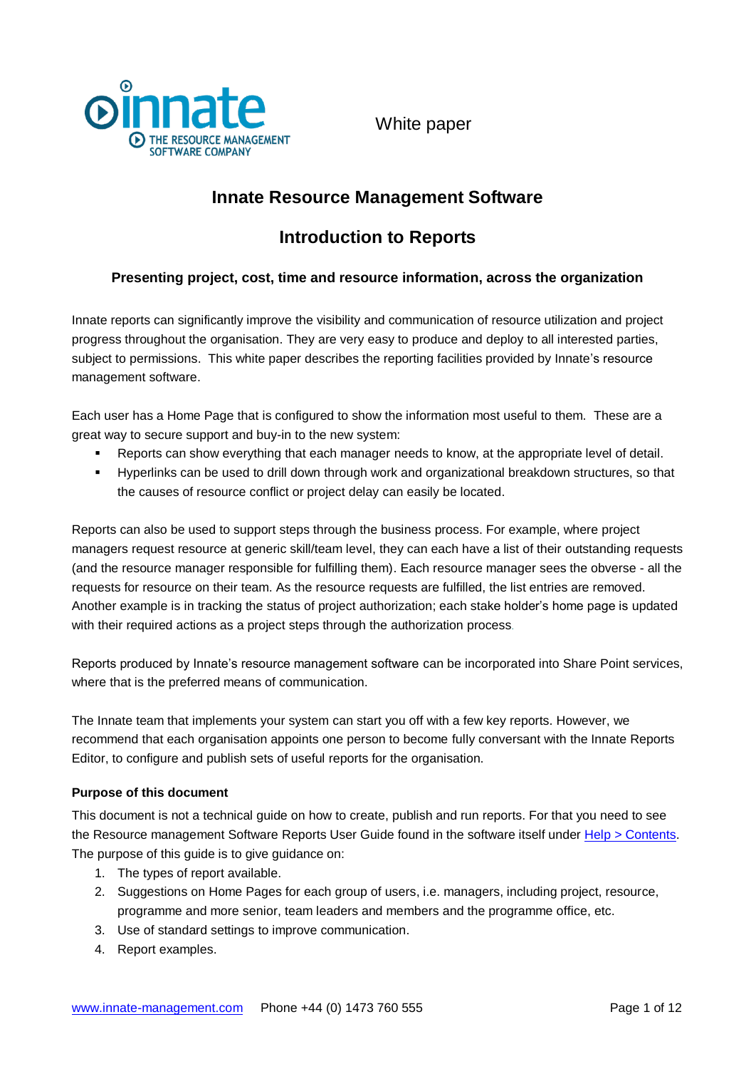innate

THE RESOURCE MANAGEMENT SOFTWARE COMPANY

White paper

# Innate Resource Management Software

# Introduction to Reports

### Presenting project, cost, time and resource information, across the organization

Innate reports can significantly improve the visibility and communication of resource utilization and project progress throughout the organisation. They are very easy to produce and deploy to all interested parties, subject to permissions. This white paper describes the reporting facilities provided by Innate's resource management software.

Each user has a Home Page that is configured to show the information most useful to them. These are a great way to secure support and buy-in to the new system:

- Reports can show everything that each manager needs to know, at the appropriate level of detail.
- Hyperlinks can be used to drill down through work and organizational breakdown structures, so that the causes of resource conflict or project delay can easily be located.

Reports can also be used to support steps through the business process. For example, where project managers request resource at generic skill/team level, they can each have a list of their outstanding requests (and the resource manager responsible for fulfilling them). Each resource manager sees the obverse - all the requests for resource on their team. As the resource requests are fulfilled, the list entries are removed. Another example is in tracking the status of project authorization; each stake holder's home page is updated with their required actions as a project steps through the authorization process.

Reports produced by Innate's resource management software can be incorporated into Share Point services, where that is the preferred means of communication.

The Innate team that implements your system can start you off with a few key reports. However, we recommend that each organisation appoints one person to become fully conversant with the Innate Reports Editor, to configure and publish sets of useful reports for the organisation.

**Purpose of this document**

This document is not a technical guide on how to create, publish and run reports. For that you need to see the Resource management Software Reports User Guide found in the software itself under Help > Contents. The purpose of this guide is to give guidance on:

1. The types of report available.
2. Suggestions on Home Pages for each group of users, i.e. managers, including project, resource, programme and more senior, team leaders and members and the programme office, etc.
3. Use of standard settings to improve communication.
4. Report examples.

www.innate-management.com Phone +44 (0) 1473 760 555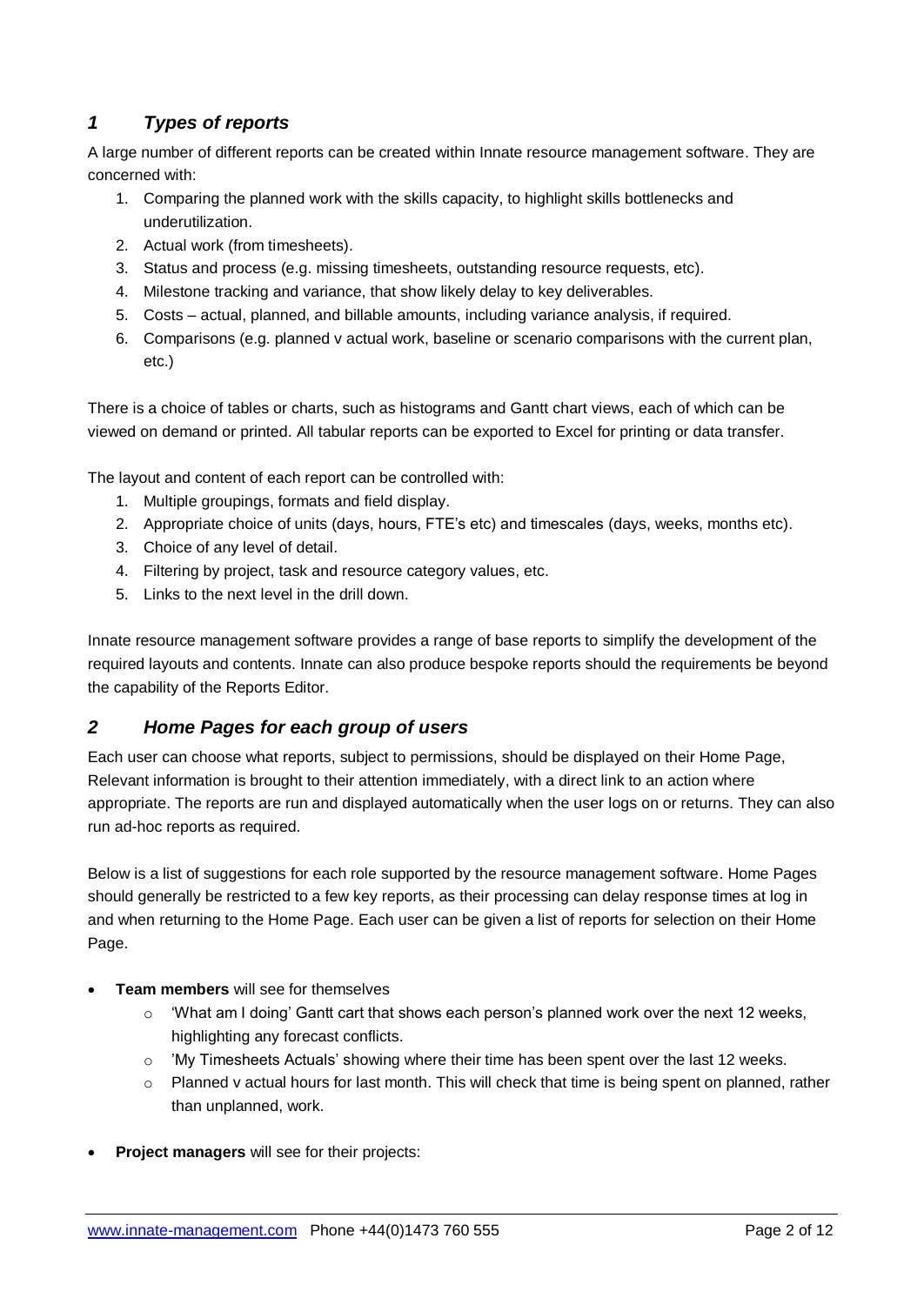## *1 Types of reports*

A large number of different reports can be created within Innate resource management software. They are concerned with:

1. Comparing the planned work with the skills capacity, to highlight skills bottlenecks and underutilization.
2. Actual work (from timesheets).
3. Status and process (e.g. missing timesheets, outstanding resource requests, etc).
4. Milestone tracking and variance, that show likely delay to key deliverables.
5. Costs – actual, planned, and billable amounts, including variance analysis, if required.
6. Comparisons (e.g. planned v actual work, baseline or scenario comparisons with the current plan, etc.)

There is a choice of tables or charts, such as histograms and Gantt chart views, each of which can be viewed on demand or printed. All tabular reports can be exported to Excel for printing or data transfer.

The layout and content of each report can be controlled with:

1. Multiple groupings, formats and field display.
2. Appropriate choice of units (days, hours, FTE's etc) and timescales (days, weeks, months etc).
3. Choice of any level of detail.
4. Filtering by project, task and resource category values, etc.
5. Links to the next level in the drill down.

Innate resource management software provides a range of base reports to simplify the development of the required layouts and contents. Innate can also produce bespoke reports should the requirements be beyond the capability of the Reports Editor.

## *2 Home Pages for each group of users*

Each user can choose what reports, subject to permissions, should be displayed on their Home Page, Relevant information is brought to their attention immediately, with a direct link to an action where appropriate. The reports are run and displayed automatically when the user logs on or returns. They can also run ad-hoc reports as required.

Below is a list of suggestions for each role supported by the resource management software. Home Pages should generally be restricted to a few key reports, as their processing can delay response times at log in and when returning to the Home Page. Each user can be given a list of reports for selection on their Home Page.

- **Team members** will see for themselves
  - 'What am I doing' Gantt cart that shows each person's planned work over the next 12 weeks, highlighting any forecast conflicts.
  - 'My Timesheets Actuals' showing where their time has been spent over the last 12 weeks.
  - Planned v actual hours for last month. This will check that time is being spent on planned, rather than unplanned, work.
- **Project managers** will see for their projects: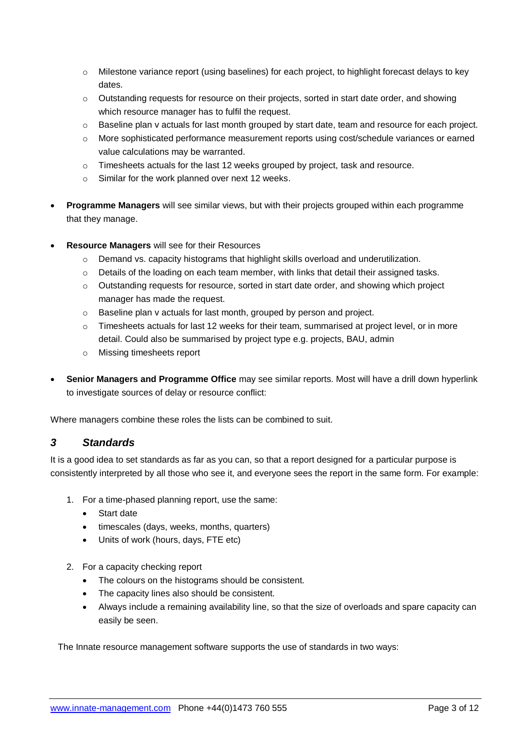- Milestone variance report (using baselines) for each project, to highlight forecast delays to key dates.
  - Outstanding requests for resource on their projects, sorted in start date order, and showing which resource manager has to fulfil the request.
  - Baseline plan v actuals for last month grouped by start date, team and resource for each project.
  - More sophisticated performance measurement reports using cost/schedule variances or earned value calculations may be warranted.
  - Timesheets actuals for the last 12 weeks grouped by project, task and resource.
  - Similar for the work planned over next 12 weeks.

- **Programme Managers** will see similar views, but with their projects grouped within each programme that they manage.

- **Resource Managers** will see for their Resources
  - Demand vs. capacity histograms that highlight skills overload and underutilization.
  - Details of the loading on each team member, with links that detail their assigned tasks.
  - Outstanding requests for resource, sorted in start date order, and showing which project manager has made the request.
  - Baseline plan v actuals for last month, grouped by person and project.
  - Timesheets actuals for last 12 weeks for their team, summarised at project level, or in more detail. Could also be summarised by project type e.g. projects, BAU, admin
  - Missing timesheets report

- **Senior Managers and Programme Office** may see similar reports. Most will have a drill down hyperlink to investigate sources of delay or resource conflict:

Where managers combine these roles the lists can be combined to suit.

## *3 Standards*

It is a good idea to set standards as far as you can, so that a report designed for a particular purpose is consistently interpreted by all those who see it, and everyone sees the report in the same form. For example:

1. For a time-phased planning report, use the same:
   - Start date
   - timescales (days, weeks, months, quarters)
   - Units of work (hours, days, FTE etc)

2. For a capacity checking report
   - The colours on the histograms should be consistent.
   - The capacity lines also should be consistent.
   - Always include a remaining availability line, so that the size of overloads and spare capacity can easily be seen.

The Innate resource management software supports the use of standards in two ways: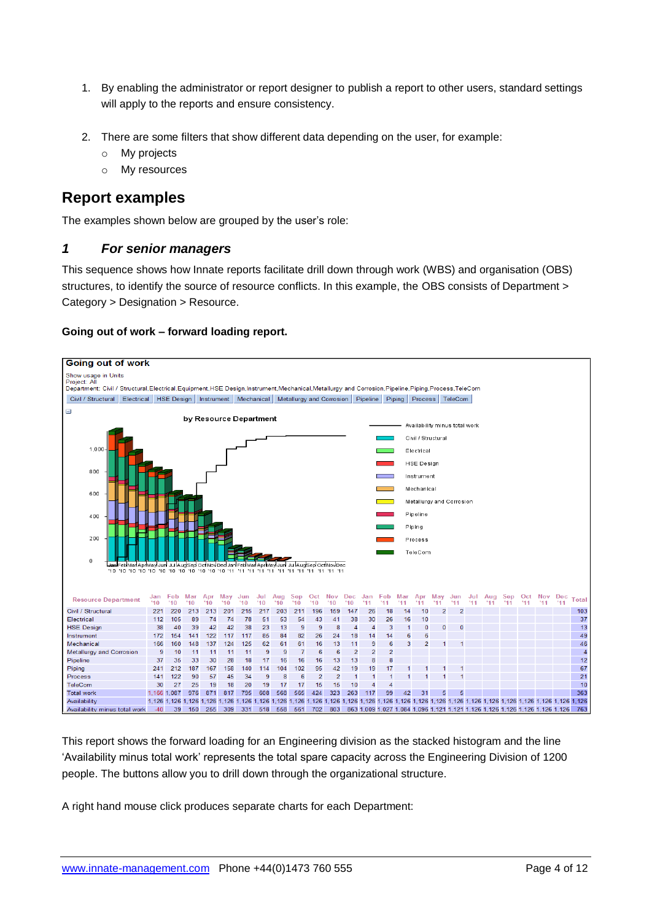1. By enabling the administrator or report designer to publish a report to other users, standard settings will apply to the reports and ensure consistency.

2. There are some filters that show different data depending on the user, for example:
   - My projects
   - My resources

## Report examples

The examples shown below are grouped by the user's role:

### *1 For senior managers*

This sequence shows how Innate reports facilitate drill down through work (WBS) and organisation (OBS) structures, to identify the source of resource conflicts. In this example, the OBS consists of Department > Category > Designation > Resource.

**Going out of work – forward loading report.**

**Going out of work**

Show usage in Units
Project: All
Department: Civil / Structural,Electrical,Equipment,HSE Design,Instrument,Mechanical,Metallurgy and Corrosion,Pipeline,Piping,Process,TeleCom

Civil / Structural | Electrical | HSE Design | Instrument | Mechanical | Metallurgy and Corrosion | Pipeline | Piping | Process | TeleCom

**by Resource Department**

| Resource Department | Jan '10 | Feb '10 | Mar '10 | Apr '10 | May '10 | Jun '10 | Jul '10 | Aug '10 | Sep '10 | Oct '10 | Nov '10 | Dec '10 | Jan '11 | Feb '11 | Mar '11 | Apr '11 | May '11 | Jun '11 | Jul '11 | Aug '11 | Sep '11 | Oct '11 | Nov '11 | Dec '11 | Total |
|---|---|---|---|---|---|---|---|---|---|---|---|---|---|---|---|---|---|---|---|---|---|---|---|---|---|
| Civil / Structural | 221 | 220 | 213 | 213 | 201 | 216 | 217 | 203 | 211 | 196 | 159 | 147 | 26 | 18 | 14 | 10 | 2 | 2 | | | | | | | 103 |
| Electrical | 112 | 105 | 89 | 74 | 74 | 78 | 51 | 53 | 54 | 43 | 41 | 38 | 30 | 26 | 16 | 10 | | | | | | | | | 37 |
| HSE Design | 38 | 40 | 39 | 42 | 42 | 38 | 23 | 13 | 9 | 9 | 8 | 4 | 4 | 3 | 1 | 0 | 0 | 0 | | | | | | | 13 |
| Instrument | 172 | 154 | 141 | 122 | 117 | 117 | 85 | 84 | 82 | 26 | 24 | 18 | 14 | 14 | 6 | 6 | | | | | | | | | 49 |
| Mechanical | 196 | 160 | 148 | 137 | 124 | 125 | 62 | 61 | 61 | 16 | 13 | 11 | 9 | 6 | 3 | 2 | 1 | 1 | | | | | | | 46 |
| Metallurgy and Corrosion | 9 | 10 | 11 | 11 | 11 | 11 | 9 | 9 | 7 | 6 | 6 | 2 | 2 | 2 | | | | | | | | | | | 4 |
| Pipeline | 37 | 36 | 33 | 30 | 28 | 18 | 17 | 16 | 16 | 16 | 13 | 13 | 8 | 8 | | | | | | | | | | | 12 |
| Piping | 241 | 212 | 187 | 167 | 158 | 140 | 114 | 104 | 102 | 95 | 42 | 19 | 19 | 17 | 1 | 1 | 1 | 1 | | | | | | | 67 |
| Process | 141 | 122 | 90 | 57 | 45 | 34 | 9 | 8 | 6 | 2 | 2 | 1 | 1 | 1 | 1 | 1 | 1 | 1 | | | | | | | 21 |
| TeleCom | 30 | 27 | 25 | 19 | 18 | 20 | 19 | 17 | 17 | 15 | 15 | 10 | 4 | 4 | | | | | | | | | | | 10 |
| Total work | 1,166 | 1,087 | 976 | 871 | 817 | 795 | 608 | 568 | 565 | 424 | 323 | 263 | 117 | 99 | 42 | 31 | 5 | 5 | | | | | | | 363 |
| Availability | 1,126 | 1,126 | 1,126 | 1,126 | 1,126 | 1,126 | 1,126 | 1,126 | 1,126 | 1,126 | 1,126 | 1,126 | 1,126 | 1,126 | 1,126 | 1,126 | 1,126 | 1,126 | 1,126 | 1,126 | 1,126 | 1,126 | 1,126 | 1,126 | 1,126 |
| Availability minus total work | -40 | 39 | 150 | 255 | 309 | 331 | 518 | 558 | 561 | 702 | 803 | 863 | 1,009 | 1,027 | 1,084 | 1,095 | 1,121 | 1,121 | 1,126 | 1,126 | 1,126 | 1,126 | 1,126 | 1,126 | 763 |

This report shows the forward loading for an Engineering division as the stacked histogram and the line 'Availability minus total work' represents the total spare capacity across the Engineering Division of 1200 people. The buttons allow you to drill down through the organizational structure.

A right hand mouse click produces separate charts for each Department: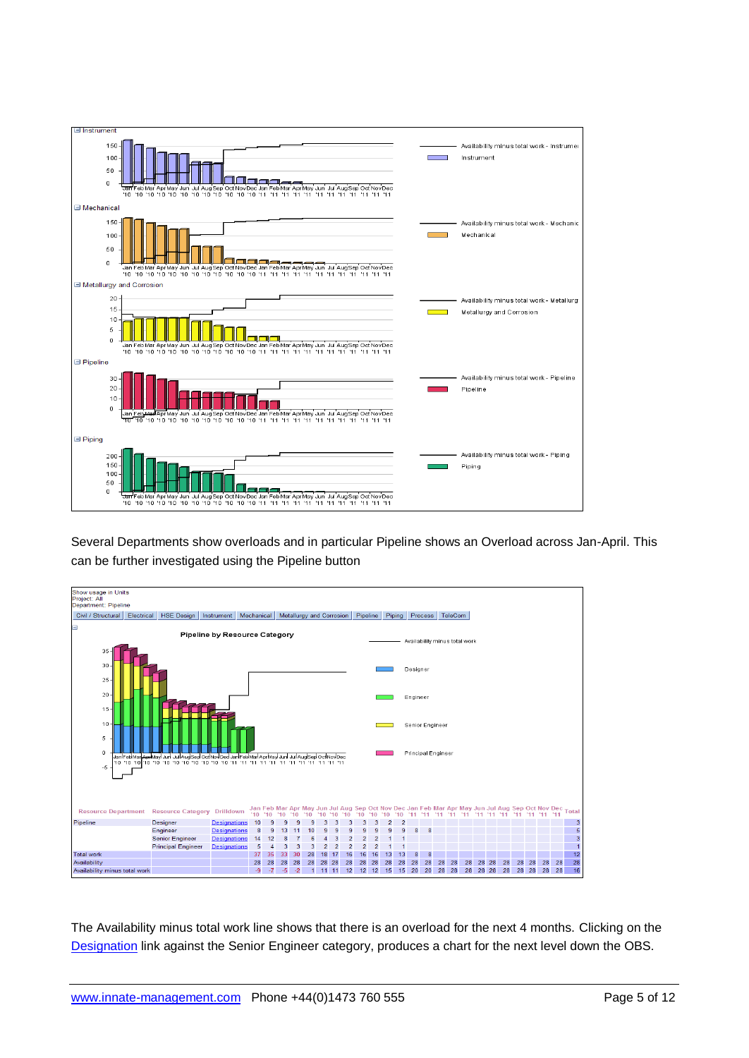Several Departments show overloads and in particular Pipeline shows an Overload across Jan-April. This can be further investigated using the Pipeline button

The Availability minus total work line shows that there is an overload for the next 4 months. Clicking on the Designation link against the Senior Engineer category, produces a chart for the next level down the OBS.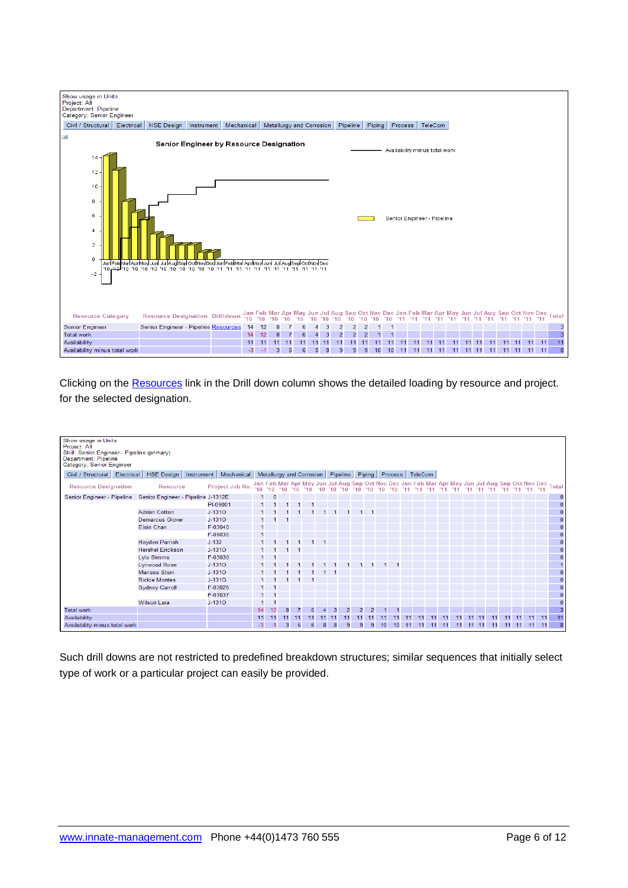Show usage in Units
Project: All
Department: Pipeline
Category: Senior Engineer

Civil / Structural | Electrical | HSE Design | Instrument | Mechanical | Metallurgy and Corrosion | Pipeline | Piping | Process | TeleCom

**Senior Engineer by Resource Designation**

Legend: Availability minus total work; Senior Engineer - Pipeline

| Resource Category | Resource Designation | Drilldown | Jan '10 | Feb '10 | Mar '10 | Apr '10 | May '10 | Jun '10 | Jul '10 | Aug '10 | Sep '10 | Oct '10 | Nov '10 | Dec '10 | Jan '11 | Feb '11 | Mar '11 | Apr '11 | May '11 | Jun '11 | Jul '11 | Aug '11 | Sep '11 | Oct '11 | Nov '11 | Dec '11 | Total |
|---|---|---|---|---|---|---|---|---|---|---|---|---|---|---|---|---|---|---|---|---|---|---|---|---|---|---|---|
| Senior Engineer | Senior Engineer - Pipeline | Resources | 14 | 12 | 8 | 7 | 6 | 4 | 3 | 2 | 2 | 2 | 1 | 1 | | | | | | | | | | | | | 3 |
| Total work | | | 14 | 12 | 8 | 7 | 6 | 4 | 3 | 2 | 2 | 2 | 1 | 1 | | | | | | | | | | | | | 3 |
| Availability | | | 11 | 11 | 11 | 11 | 11 | 11 | 11 | 11 | 11 | 11 | 11 | 11 | 11 | 11 | 11 | 11 | 11 | 11 | 11 | 11 | 11 | 11 | 11 | 11 | 11 |
| Availability minus total work | | | -3 | -1 | 3 | 5 | 6 | 8 | 8 | 9 | 9 | 9 | 10 | 10 | 11 | 11 | 11 | 11 | 11 | 11 | 11 | 11 | 11 | 11 | 11 | 11 | 8 |

Clicking on the Resources link in the Drill down column shows the detailed loading by resource and project. for the selected designation.

Show usage in Units
Project: All
Skill: Senior Engineer - Pipeline (primary)
Department: Pipeline
Category: Senior Engineer

Civil / Structural | Electrical | HSE Design | Instrument | Mechanical | Metallurgy and Corrosion | Pipeline | Piping | Process | TeleCom

| Resource Designation | Resource | Project Job No. | Jan '10 | Feb '10 | Mar '10 | Apr '10 | May '10 | Jun '10 | Jul '10 | Aug '10 | Sep '10 | Oct '10 | Nov '10 | Dec '10 | Jan '11 | Feb '11 | Mar '11 | Apr '11 | May '11 | Jun '11 | Jul '11 | Aug '11 | Sep '11 | Oct '11 | Nov '11 | Dec '11 | Total |
|---|---|---|---|---|---|---|---|---|---|---|---|---|---|---|---|---|---|---|---|---|---|---|---|---|---|---|---|
| Senior Engineer - Pipeline | Senior Engineer - Pipeline | J-1312E | 1 | 0 | | | | | | | | | | | | | | | | | | | | | | | 0 |
| | | PI-09001 | 1 | 1 | 1 | 1 | 1 | | | | | | | | | | | | | | | | | | | | 0 |
| | Adrian Cotton | J-1310 | 1 | 1 | 1 | 1 | 1 | 1 | 1 | 1 | 1 | 1 | | | | | | | | | | | | | | | 0 |
| | Demarcus Glover | J-1310 | 1 | 1 | 1 | | | | | | | | | | | | | | | | | | | | | | 0 |
| | Elsie Chan | F-03040 | 1 | | | | | | | | | | | | | | | | | | | | | | | | 0 |
| | | F-09035 | 1 | | | | | | | | | | | | | | | | | | | | | | | | 0 |
| | Hayden Parrish | J-132 | 1 | 1 | 1 | 1 | 1 | 1 | | | | | | | | | | | | | | | | | | | 0 |
| | Hershel Erickson | J-1310 | 1 | 1 | 1 | 1 | | | | | | | | | | | | | | | | | | | | | 0 |
| | Lyle Simms | F-03030 | 1 | 1 | | | | | | | | | | | | | | | | | | | | | | | 0 |
| | Lynwood Rose | J-1310 | 1 | 1 | 1 | 1 | 1 | 1 | 1 | 1 | 1 | 1 | 1 | 1 | | | | | | | | | | | | | 1 |
| | Marissa Stein | J-1310 | 1 | 1 | 1 | 1 | 1 | 1 | 1 | | | | | | | | | | | | | | | | | | 0 |
| | Rickie Montes | J-1310 | 1 | 1 | 1 | 1 | 1 | | | | | | | | | | | | | | | | | | | | 0 |
| | Sydney Carroll | F-03026 | 1 | 1 | | | | | | | | | | | | | | | | | | | | | | | 0 |
| | | F-03037 | 1 | 1 | | | | | | | | | | | | | | | | | | | | | | | 0 |
| | Wilson Lara | J-1310 | 1 | 1 | | | | | | | | | | | | | | | | | | | | | | | 0 |
| Total work | | | 14 | 12 | 8 | 7 | 6 | 4 | 3 | 2 | 2 | 2 | 1 | 1 | | | | | | | | | | | | | 3 |
| Availability | | | 11 | 11 | 11 | 11 | 11 | 11 | 11 | 11 | 11 | 11 | 11 | 11 | 11 | 11 | 11 | 11 | 11 | 11 | 11 | 11 | 11 | 11 | 11 | 11 | 11 |
| Availability minus total work | | | -3 | -1 | 3 | 5 | 6 | 8 | 8 | 9 | 9 | 9 | 10 | 10 | 11 | 11 | 11 | 11 | 11 | 11 | 11 | 11 | 11 | 11 | 11 | 11 | 8 |

Such drill downs are not restricted to predefined breakdown structures; similar sequences that initially select type of work or a particular project can easily be provided.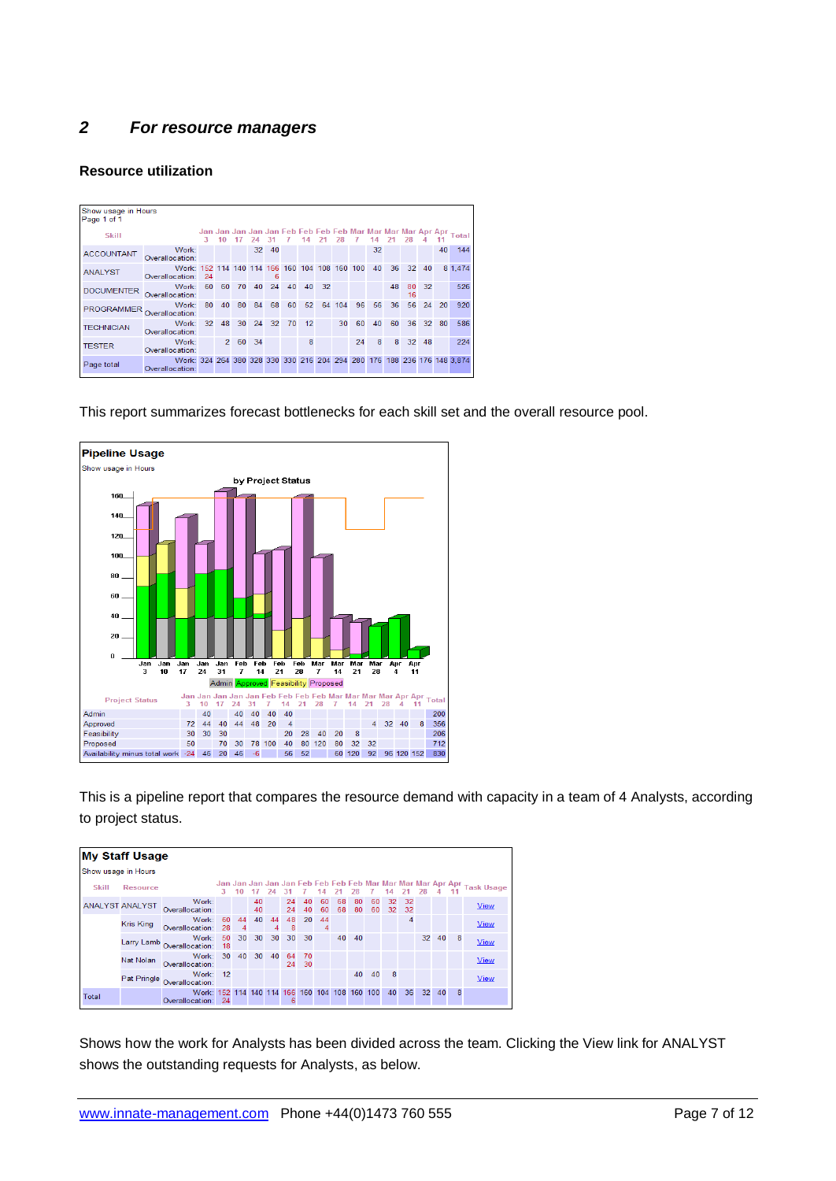## 2 *For resource managers*

### Resource utilization

Show usage in Hours
Page 1 of 1

| Skill | | Jan 3 | Jan 10 | Jan 17 | Jan 24 | Jan 31 | Feb 7 | Feb 14 | Feb 21 | Feb 28 | Mar 7 | Mar 14 | Mar 21 | Mar 28 | Apr 4 | Apr 11 | Total |
|---|---|---|---|---|---|---|---|---|---|---|---|---|---|---|---|---|---|
| ACCOUNTANT | Work: | | | | 32 | 40 | | | | | | 32 | | | | 40 | 144 |
| | Overallocation: | | | | | | | | | | | | | | | | |
| ANALYST | Work: | 152 | 114 | 140 | 114 | 166 | 160 | 104 | 108 | 160 | 100 | 40 | 36 | 32 | 40 | 8 | 1,474 |
| | Overallocation: | 24 | | | | 6 | | | | | | | | | | | |
| DOCUMENTER | Work: | 60 | 60 | 70 | 40 | 24 | 40 | 40 | 32 | | | | 48 | 80 | 32 | | 526 |
| | Overallocation: | | | | | | | | | | | | | 16 | | | |
| PROGRAMMER | Work: | 80 | 40 | 80 | 84 | 68 | 60 | 52 | 64 | 104 | 96 | 56 | 36 | 56 | 24 | 20 | 920 |
| | Overallocation: | | | | | | | | | | | | | | | | |
| TECHNICIAN | Work: | 32 | 48 | 30 | 24 | 32 | 70 | 12 | | 30 | 60 | 40 | 60 | 36 | 32 | 80 | 586 |
| | Overallocation: | | | | | | | | | | | | | | | | |
| TESTER | Work: | | 2 | 60 | 34 | | | 8 | | | 24 | 8 | 8 | 32 | 48 | | 224 |
| | Overallocation: | | | | | | | | | | | | | | | | |
| Page total | Work: | 324 | 264 | 380 | 328 | 330 | 330 | 216 | 204 | 294 | 280 | 176 | 188 | 236 | 176 | 148 | 3,874 |
| | Overallocation: | | | | | | | | | | | | | | | | |

This report summarizes forecast bottlenecks for each skill set and the overall resource pool.

**Pipeline Usage**

Show usage in Hours

by Project Status

| Project Status | Jan 3 | Jan 10 | Jan 17 | Jan 24 | Jan 31 | Feb 7 | Feb 14 | Feb 21 | Feb 28 | Mar 7 | Mar 14 | Mar 21 | Mar 28 | Apr 4 | Apr 11 | Total |
|---|---|---|---|---|---|---|---|---|---|---|---|---|---|---|---|---|
| Admin | | 40 | | 40 | 40 | 40 | 40 | | | | | | | | | 200 |
| Approved | 72 | 44 | 40 | 44 | 48 | 20 | 4 | | | | | 4 | 32 | 40 | 8 | 356 |
| Feasibility | 30 | 30 | 30 | | | | 20 | 28 | 40 | 20 | 8 | | | | | 206 |
| Proposed | 50 | | 70 | 30 | 78 | 100 | 40 | 80 | 120 | 80 | 32 | 32 | | | | 712 |
| Availability minus total work | -24 | 46 | 20 | 46 | -6 | | 56 | 52 | | 60 | 120 | 92 | 96 | 120 | 152 | 830 |

This is a pipeline report that compares the resource demand with capacity in a team of 4 Analysts, according to project status.

**My Staff Usage**

Show usage in Hours

| Skill | Resource | | Jan 3 | Jan 10 | Jan 17 | Jan 24 | Jan 31 | Feb 7 | Feb 14 | Feb 21 | Feb 28 | Mar 7 | Mar 14 | Mar 21 | Mar 28 | Apr 4 | Apr 11 | Task Usage |
|---|---|---|---|---|---|---|---|---|---|---|---|---|---|---|---|---|---|---|
| ANALYST | ANALYST | Work: | | | 40 | | 24 | 40 | 60 | 68 | 80 | 60 | 32 | 32 | | | | View |
| | | Overallocation: | | | 40 | | 24 | 40 | 60 | 68 | 80 | 60 | 32 | 32 | | | | |
| | Kris King | Work: | 60 | 44 | 40 | 44 | 48 | 20 | 44 | | | | | 4 | | | | View |
| | | Overallocation: | 28 | 4 | | 4 | 8 | | 4 | | | | | | | | | |
| | Larry Lamb | Work: | 50 | 30 | 30 | 30 | 30 | 30 | | 40 | 40 | | | | 32 | 40 | 8 | View |
| | | Overallocation: | 18 | | | | | | | | | | | | | | | |
| | Nat Nolan | Work: | 30 | 40 | 30 | 40 | 64 | 70 | | | | | | | | | | View |
| | | Overallocation: | | | | | 24 | 30 | | | | | | | | | | |
| | Pat Pringle | Work: | 12 | | | | | | | | 40 | 40 | 8 | | | | | View |
| | | Overallocation: | | | | | | | | | | | | | | | | |
| Total | | Work: | 152 | 114 | 140 | 114 | 166 | 160 | 104 | 108 | 160 | 100 | 40 | 36 | 32 | 40 | 8 | |
| | | Overallocation: | 24 | | | | 6 | | | | | | | | | | | |

Shows how the work for Analysts has been divided across the team. Clicking the View link for ANALYST shows the outstanding requests for Analysts, as below.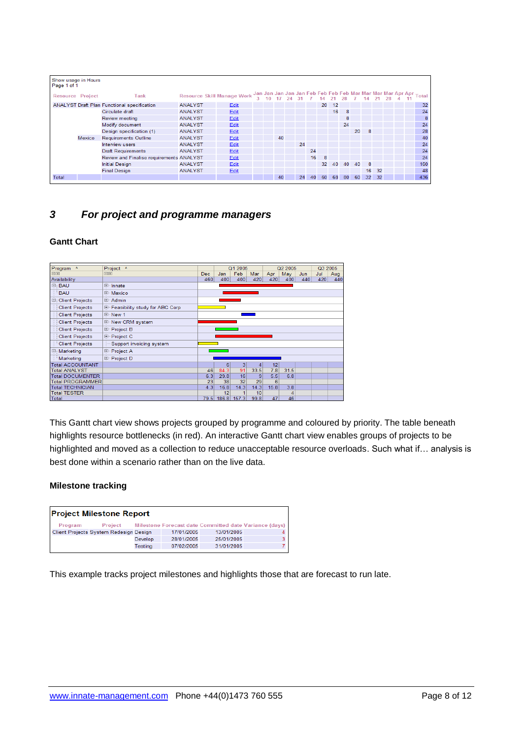| Show usage in Hours Page 1 of 1 | | | | | | | | | | | | | | | | | | | | |
|---|---|---|---|---|---|---|---|---|---|---|---|---|---|---|---|---|---|---|---|---|
| Resource | Project | Task | Resource Skill | Manage Work | Jan 3 | Jan 10 | Jan 17 | Jan 24 | Jan 31 | Feb 7 | Feb 14 | Feb 21 | Feb 28 | Mar 7 | Mar 14 | Mar 21 | Mar 28 | Apr 4 | Apr 11 | Total |
| ANALYST | Draft Plan | Functional specification | ANALYST | Edit | | | | | | | 20 | 12 | | | | | | | | 32 |
| | | Circulate draft | ANALYST | Edit | | | | | | | | 16 | 8 | | | | | | | 24 |
| | | Review meeting | ANALYST | Edit | | | | | | | | | 8 | | | | | | | 8 |
| | | Modify document | ANALYST | Edit | | | | | | | | | 24 | | | | | | | 24 |
| | | Design specification (1) | ANALYST | Edit | | | | | | | | | | 20 | 8 | | | | | 28 |
| | Mexico | Requirements Outline | ANALYST | Edit | | | 40 | | | | | | | | | | | | | 40 |
| | | Interview users | ANALYST | Edit | | | | | 24 | | | | | | | | | | | 24 |
| | | Draft Requirements | ANALYST | Edit | | | | | | 24 | | | | | | | | | | 24 |
| | | Review and Finalise requirements | ANALYST | Edit | | | | | | 16 | 8 | | | | | | | | | 24 |
| | | Initial Design | ANALYST | Edit | | | | | | | 32 | 40 | 40 | 40 | 8 | | | | | 160 |
| | | Final Design | ANALYST | Edit | | | | | | | | | | | 16 | 32 | | | | 48 |
| Total | | | | | | | 40 | | 24 | 40 | 60 | 68 | 80 | 60 | 32 | 32 | | | | 436 |

## 3 *For project and programme managers*

### Gantt Chart

| Program | Project | | Q1 2006 | | | Q2 2006 | | | Q3 2006 | |
|---|---|---|---|---|---|---|---|---|---|---|
| | | Dec | Jan | Feb | Mar | Apr | May | Jun | Jul | Aug |
| Availability | | 460 | 400 | 400 | 420 | 420 | 400 | 440 | 420 | 440 |
| BAU | Innate | | | | | | | | | |
| BAU | Mexico | | | | | | | | | |
| Client Projects | Admin | | | | | | | | | |
| Client Projects | Feasibility study for ABC Corp | | | | | | | | | |
| Client Projects | New 1 | | | | | | | | | |
| Client Projects | New CRM system | | | | | | | | | |
| Client Projects | Project B | | | | | | | | | |
| Client Projects | Project C | | | | | | | | | |
| Client Projects | Support invoicing system | | | | | | | | | |
| Marketing | Project A | | | | | | | | | |
| Marketing | Project D | | | | | | | | | |
| Total ACCOUNTANT | | | 6 | 3 | 4 | 12 | | | | |
| Total ANALYST | | 46 | 84.3 | 91 | 33.5 | 7.8 | 31.5 | | | |
| Total DOCUMENTER | | 6.3 | 29.8 | 16 | 9 | 5.5 | 6.8 | | | |
| Total PROGRAMMER | | 23 | 38 | 32 | 29 | 6 | | | | |
| Total TECHNICIAN | | 4.3 | 15.8 | 14.3 | 14.3 | 15.8 | 3.8 | | | |
| Total TESTER | | | 12 | 1 | 10 | | 4 | | | |
| Total | | 79.5 | 186.8 | 157.3 | 99.8 | 47 | 46 | | | |

This Gantt chart view shows projects grouped by programme and coloured by priority. The table beneath highlights resource bottlenecks (in red). An interactive Gantt chart view enables groups of projects to be highlighted and moved as a collection to reduce unacceptable resource overloads. Such what if… analysis is best done within a scenario rather than on the live data.

### Milestone tracking

**Project Milestone Report**

| Program | Project | Milestone | Forecast date | Committed date | Variance (days) |
|---|---|---|---|---|---|
| Client Projects | System Redesign | Design | 17/01/2005 | 13/01/2005 | 4 |
| | | Develop | 28/01/2005 | 25/01/2005 | 3 |
| | | Testing | 07/02/2005 | 31/01/2005 | 7 |

This example tracks project milestones and highlights those that are forecast to run late.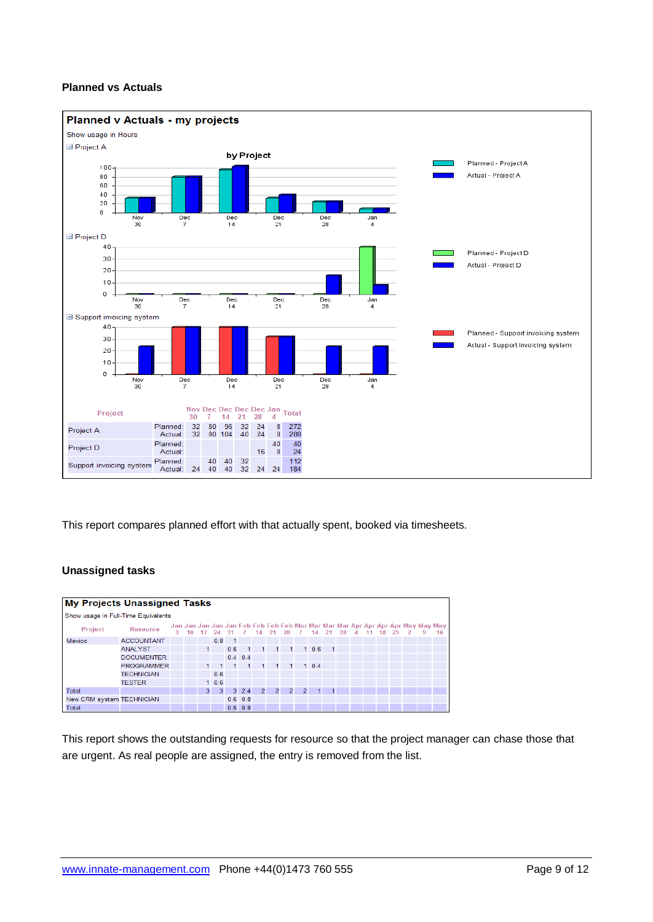## Planned vs Actuals

**Planned v Actuals - my projects**

Show usage in Hours

⊟ Project A

by Project

Planned - Project A
Actual - Project A

⊟ Project D

Planned - Project D
Actual - Project D

⊟ Support invoicing system

Planned - Support invoicing system
Actual - Support invoicing system

| Project | | Nov 30 | Dec 7 | Dec 14 | Dec 21 | Dec 28 | Jan 4 | Total |
|---|---|---|---|---|---|---|---|---|
| Project A | Planned: | 32 | 80 | 96 | 32 | 24 | 8 | 272 |
| | Actual: | 32 | 80 | 104 | 40 | 24 | 8 | 288 |
| Project D | Planned: | | | | | | 40 | 40 |
| | Actual: | | | | | 16 | 8 | 24 |
| Support invoicing system | Planned: | | 40 | 40 | 32 | | | 112 |
| | Actual: | 24 | 40 | 40 | 32 | 24 | 24 | 184 |

This report compares planned effort with that actually spent, booked via timesheets.

## Unassigned tasks

**My Projects Unassigned Tasks**

Show usage in Full-Time Equivalents

| Project | Resource | Jan 3 | Jan 10 | Jan 17 | Jan 24 | Jan 31 | Feb 7 | Feb 14 | Feb 21 | Feb 28 | Mar 7 | Mar 14 | Mar 21 | Mar 28 | Apr 4 | Apr 11 | Apr 18 | Apr 25 | May 2 | May 9 | May 16 |
|---|---|---|---|---|---|---|---|---|---|---|---|---|---|---|---|---|---|---|---|---|---|
| Mexico | ACCOUNTANT | | | | 0.8 | 1 | | | | | | | | | | | | | | | |
| | ANALYST | | | 1 | | 0.6 | 1 | 1 | 1 | 1 | 1 | 0.6 | 1 | | | | | | | | |
| | DOCUMENTER | | | | | 0.4 | 0.4 | | | | | | | | | | | | | | |
| | PROGRAMMER | | | 1 | 1 | 1 | 1 | 1 | 1 | 1 | 1 | 0.4 | | | | | | | | | |
| | TECHNICIAN | | | | 0.6 | | | | | | | | | | | | | | | | |
| | TESTER | | | 1 | 0.6 | | | | | | | | | | | | | | | | |
| Total | | | | 3 | 3 | 3 | 2.4 | 2 | 2 | 2 | 2 | 1 | 1 | | | | | | | | |
| New CRM system | TECHNICIAN | | | | | 0.6 | 0.8 | | | | | | | | | | | | | | |
| Total | | | | | | 0.6 | 0.8 | | | | | | | | | | | | | | |

This report shows the outstanding requests for resource so that the project manager can chase those that are urgent. As real people are assigned, the entry is removed from the list.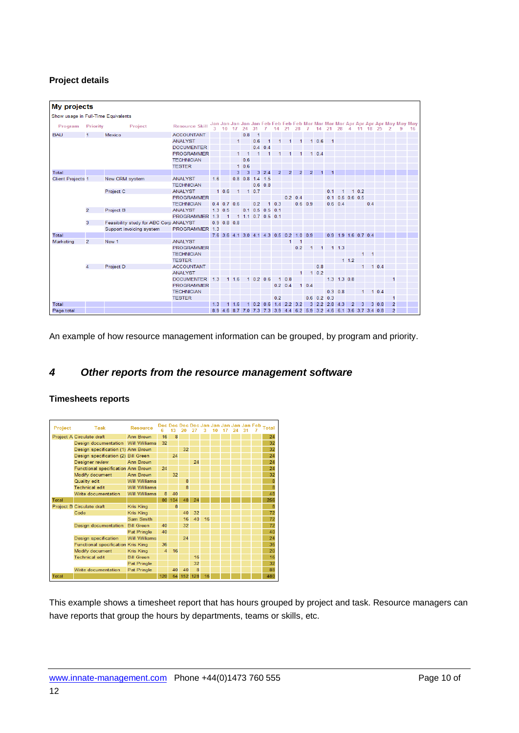**Project details**

**My projects**

Show usage in Full-Time Equivalents

| Program | Priority | Project | Resource Skill | Jan 3 | Jan 10 | Jan 17 | Jan 24 | Jan 31 | Feb 7 | Feb 14 | Feb 21 | Feb 28 | Mar 7 | Mar 14 | Mar 21 | Mar 28 | Apr 4 | Apr 11 | Apr 18 | Apr 25 | May 2 | May 9 | May 16 |
|---|---|---|---|---|---|---|---|---|---|---|---|---|---|---|---|---|---|---|---|---|---|---|---|
| BAU | 1 | Mexico | ACCOUNTANT | | | | 0.8 | 1 | | | | | | | | | | | | | | | |
| | | | ANALYST | | | 1 | | 0.6 | 1 | 1 | 1 | 1 | 1 | 0.6 | 1 | | | | | | | | |
| | | | DOCUMENTER | | | | | 0.4 | 0.4 | | | | | | | | | | | | | | |
| | | | PROGRAMMER | | | 1 | 1 | 1 | 1 | 1 | 1 | 1 | 1 | 0.4 | | | | | | | | | |
| | | | TECHNICIAN | | | | 0.6 | | | | | | | | | | | | | | | | |
| | | | TESTER | | | 1 | 0.6 | | | | | | | | | | | | | | | | |
| Total | | | | | | 3 | 3 | 3 | 2.4 | 2 | 2 | 2 | 2 | 1 | 1 | | | | | | | | |
| Client Projects | 1 | New CRM system | ANALYST | 1.6 | | 0.8 | 0.8 | 1.4 | 1.5 | | | | | | | | | | | | | | |
| | | | TECHNICIAN | | | | | 0.6 | 0.8 | | | | | | | | | | | | | | |
| | | Project C | ANALYST | 1 | 0.6 | 1 | 1 | 0.7 | | | | | | | 0.1 | 1 | 1 | 0.2 | | | | | |
| | | | PROGRAMMER | | | | | | | | 0.2 | 0.4 | | | 0.1 | 0.5 | 0.6 | 0.5 | | | | | |
| | | | TECHNICIAN | 0.4 | 0.7 | 0.6 | | 0.2 | 1 | 0.3 | | 0.6 | 0.9 | | 0.6 | 0.4 | | | 0.4 | | | | |
| | 2 | Project B | ANALYST | 1.3 | 0.5 | | 0.1 | 0.5 | 0.5 | 0.1 | | | | | | | | | | | | | |
| | | | PROGRAMMER | 1.3 | 1 | 1 | 1.1 | 0.7 | 0.5 | 0.1 | | | | | | | | | | | | | |
| | 3 | Feasibility study for ABC Corp | ANALYST | 0.9 | 0.8 | 0.8 | | | | | | | | | | | | | | | | | |
| | | Support invoicing system | PROGRAMMER | 1.3 | | | | | | | | | | | | | | | | | | | |
| Total | | | | 7.6 | 3.6 | 4.1 | 3.0 | 4.1 | 4.3 | 0.5 | 0.2 | 1.0 | 0.9 | | 0.9 | 1.9 | 1.6 | 0.7 | 0.4 | | | | |
| Marketing | 2 | New 1 | ANALYST | | | | | | | | 1 | 1 | | | | | | | | | | | |
| | | | PROGRAMMER | | | | | | | | | 0.2 | 1 | 1 | 1 | 1.3 | | | | | | | |
| | | | TECHNICIAN | | | | | | | | | | | | | | | 1 | 1 | | | | |
| | | | TESTER | | | | | | | | | | | | | 1 | 1.2 | | | | | | |
| | 4 | Project D | ACCOUNTANT | | | | | | | | | | | 0.8 | | | | 1 | 1 | 0.4 | | | |
| | | | ANALYST | | | | | | | | | 1 | 1 | 0.2 | | | | | | | | | |
| | | | DOCUMENTER | 1.3 | | 1 | 1.6 | 1 | 0.2 | 0.6 | 1 | 0.8 | | | 1.3 | 1.3 | 0.8 | | | | 1 | | |
| | | | PROGRAMMER | | | | | | | 0.2 | 0.4 | 1 | 0.4 | | | | | | | | | | |
| | | | TECHNICIAN | | | | | | | | | | | | 0.3 | 0.8 | | 1 | 1 | 0.4 | | | |
| | | | TESTER | | | | | | | 0.2 | | | 0.6 | 0.2 | 0.3 | | | | | | 1 | | |
| Total | | | | 1.3 | | 1 | 1.6 | 1 | 0.2 | 0.6 | 1.4 | 2.2 | 3.2 | 3 | 2.2 | 2.8 | 4.3 | 2 | 3 | 3 | 0.8 | 2 | |
| Page total | | | | 8.9 | 4.6 | 8.7 | 7.0 | 7.3 | 7.3 | 3.9 | 4.4 | 6.2 | 5.9 | 3.2 | 4.6 | 6.1 | 3.6 | 3.7 | 3.4 | 0.8 | 2 | | |

An example of how resource management information can be grouped, by program and priority.

## 4 *Other reports from the resource management software*

**Timesheets reports**

| Project | Task | Resource | Dec 6 | Dec 13 | Dec 20 | Dec 27 | Jan 3 | Jan 10 | Jan 17 | Jan 24 | Jan 31 | Feb 7 | Total |
|---|---|---|---|---|---|---|---|---|---|---|---|---|---|
| Project A | Circulate draft | Ann Brown | 16 | 8 | | | | | | | | | 24 |
| | Design documentation | Will Williams | 32 | | | | | | | | | | 32 |
| | Design specification (1) | Ann Brown | | | 32 | | | | | | | | 32 |
| | Design specification (2) | Bill Green | | 24 | | | | | | | | | 24 |
| | Designer review | Ann Brown | | | | 24 | | | | | | | 24 |
| | Functional specification | Ann Brown | 24 | | | | | | | | | | 24 |
| | Modify document | Ann Brown | | 32 | | | | | | | | | 32 |
| | Quality edit | Will Williams | | | 8 | | | | | | | | 8 |
| | Technical edit | Will Williams | | | 8 | | | | | | | | 8 |
| | Write documentation | Will Williams | 8 | 40 | | | | | | | | | 48 |
| Total | | | 80 | 104 | 48 | 24 | | | | | | | 256 |
| Project B | Circulate draft | Kris King | | 8 | | | | | | | | | 8 |
| | Code | Kris King | | | 40 | 32 | | | | | | | 72 |
| | | Sam Smith | | | 16 | 40 | 16 | | | | | | 72 |
| | Design documentation | Bill Green | 40 | | 32 | | | | | | | | 72 |
| | | Pat Pringle | 40 | | | | | | | | | | 40 |
| | Design specification | Will Williams | | | 24 | | | | | | | | 24 |
| | Functional specification | Kris King | 36 | | | | | | | | | | 36 |
| | Modify document | Kris King | 4 | 16 | | | | | | | | | 20 |
| | Technical edit | Bill Green | | | | 16 | | | | | | | 16 |
| | | Pat Pringle | | | | 32 | | | | | | | 32 |
| | Write documentation | Pat Pringle | | 40 | 40 | 8 | | | | | | | 88 |
| Total | | | 120 | 64 | 152 | 128 | 16 | | | | | | 480 |

This example shows a timesheet report that has hours grouped by project and task. Resource managers can have reports that group the hours by departments, teams or skills, etc.

www.innate-management.com Phone +44(0)1473 760 555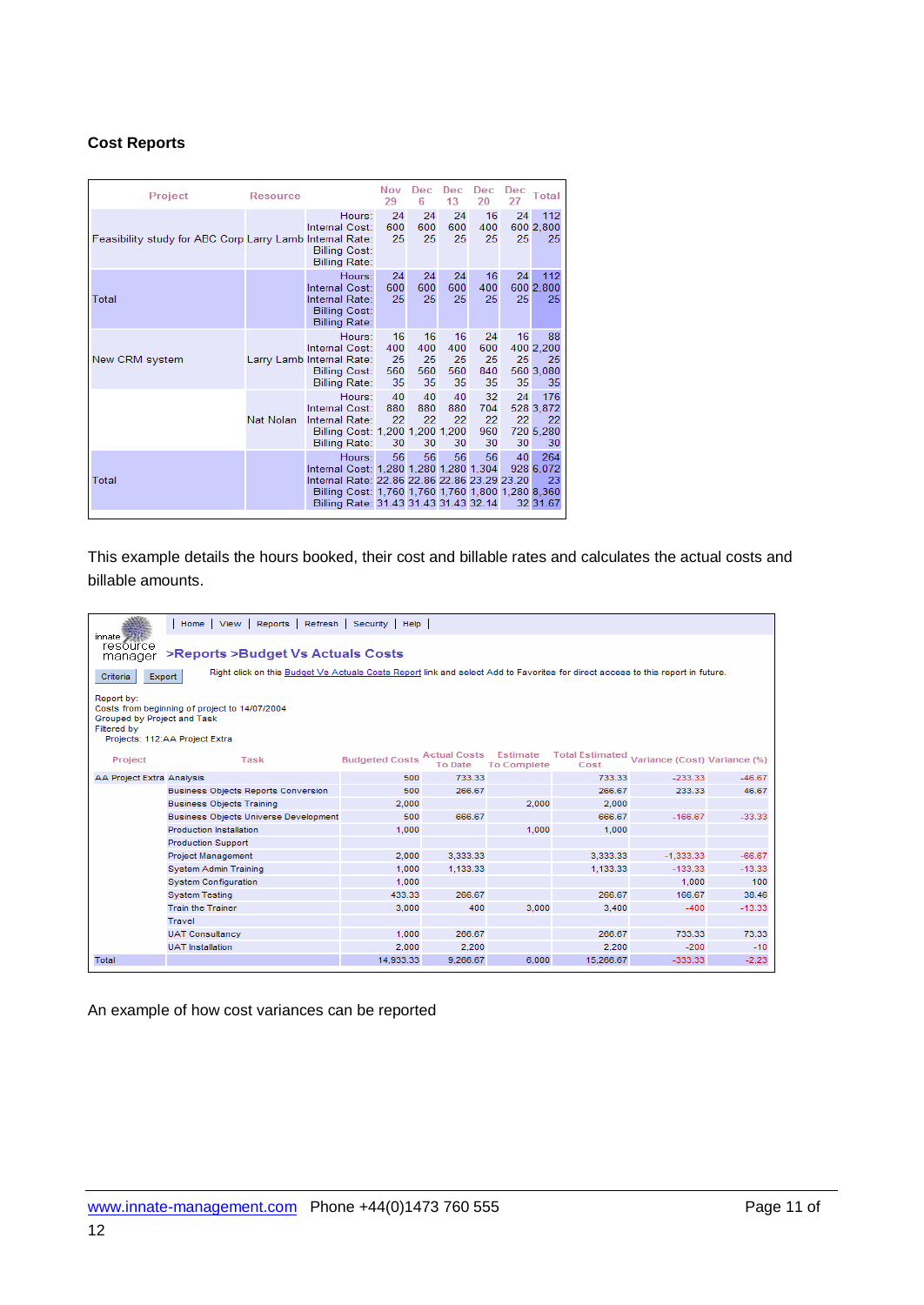**Cost Reports**

| Project | Resource | | Nov 29 | Dec 6 | Dec 13 | Dec 20 | Dec 27 | Total |
|---|---|---|---|---|---|---|---|---|
| Feasibility study for ABC Corp | Larry Lamb | Hours: | 24 | 24 | 24 | 16 | 24 | 112 |
| | | Internal Cost: | 600 | 600 | 600 | 400 | 600 | 2,800 |
| | | Internal Rate: | 25 | 25 | 25 | 25 | 25 | 25 |
| | | Billing Cost: | | | | | | |
| | | Billing Rate: | | | | | | |
| Total | | Hours: | 24 | 24 | 24 | 16 | 24 | 112 |
| | | Internal Cost: | 600 | 600 | 600 | 400 | 600 | 2,800 |
| | | Internal Rate: | 25 | 25 | 25 | 25 | 25 | 25 |
| | | Billing Cost: | | | | | | |
| | | Billing Rate: | | | | | | |
| New CRM system | Larry Lamb | Hours: | 16 | 16 | 16 | 24 | 16 | 88 |
| | | Internal Cost: | 400 | 400 | 400 | 600 | 400 | 2,200 |
| | | Internal Rate: | 25 | 25 | 25 | 25 | 25 | 25 |
| | | Billing Cost: | 560 | 560 | 560 | 840 | 560 | 3,080 |
| | | Billing Rate: | 35 | 35 | 35 | 35 | 35 | 35 |
| | Nat Nolan | Hours: | 40 | 40 | 40 | 32 | 24 | 176 |
| | | Internal Cost: | 880 | 880 | 880 | 704 | 528 | 3,872 |
| | | Internal Rate: | 22 | 22 | 22 | 22 | 22 | 22 |
| | | Billing Cost: | 1,200 | 1,200 | 1,200 | 960 | 720 | 5,280 |
| | | Billing Rate: | 30 | 30 | 30 | 30 | 30 | 30 |
| Total | | Hours: | 56 | 56 | 56 | 56 | 40 | 264 |
| | | Internal Cost: | 1,280 | 1,280 | 1,280 | 1,304 | 928 | 6,072 |
| | | Internal Rate: | 22.86 | 22.86 | 22.86 | 23.29 | 23.20 | 23 |
| | | Billing Cost: | 1,760 | 1,760 | 1,760 | 1,800 | 1,280 | 8,360 |
| | | Billing Rate: | 31.43 | 31.43 | 31.43 | 32.14 | 32 | 31.67 |

This example details the hours booked, their cost and billable rates and calculates the actual costs and billable amounts.

innate resource manager

| Home | View | Reports | Refresh | Security | Help |

**>Reports >Budget Vs Actuals Costs**

Criteria | Export

Right click on this Budget Vs Actuals Costs Report link and select Add to Favorites for direct access to this report in future.

Report by:
Costs from beginning of project to 14/07/2004
Grouped by Project and Task
Filtered by
Projects: 112:AA Project Extra

| Project | Task | Budgeted Costs | Actual Costs To Date | Estimate To Complete | Total Estimated Cost | Variance (Cost) | Variance (%) |
|---|---|---|---|---|---|---|---|
| AA Project Extra | Analysis | 500 | 733.33 | | 733.33 | -233.33 | -46.67 |
| | Business Objects Reports Conversion | 500 | 266.67 | | 266.67 | 233.33 | 46.67 |
| | Business Objects Training | 2,000 | | 2,000 | 2,000 | | |
| | Business Objects Universe Development | 500 | 666.67 | | 666.67 | -166.67 | -33.33 |
| | Production Installation | 1,000 | | 1,000 | 1,000 | | |
| | Production Support | | | | | | |
| | Project Management | 2,000 | 3,333.33 | | 3,333.33 | -1,333.33 | -66.67 |
| | System Admin Training | 1,000 | 1,133.33 | | 1,133.33 | -133.33 | -13.33 |
| | System Configuration | 1,000 | | | | 1,000 | 100 |
| | System Testing | 433.33 | 266.67 | | 266.67 | 166.67 | 38.46 |
| | Train the Trainer | 3,000 | 400 | 3,000 | 3,400 | -400 | -13.33 |
| | Travel | | | | | | |
| | UAT Consultancy | 1,000 | 266.67 | | 266.67 | 733.33 | 73.33 |
| | UAT Installation | 2,000 | 2,200 | | 2,200 | -200 | -10 |
| Total | | 14,933.33 | 9,266.67 | 6,000 | 15,266.67 | -333.33 | -2.23 |

An example of how cost variances can be reported

www.innate-management.com Phone +44(0)1473 760 555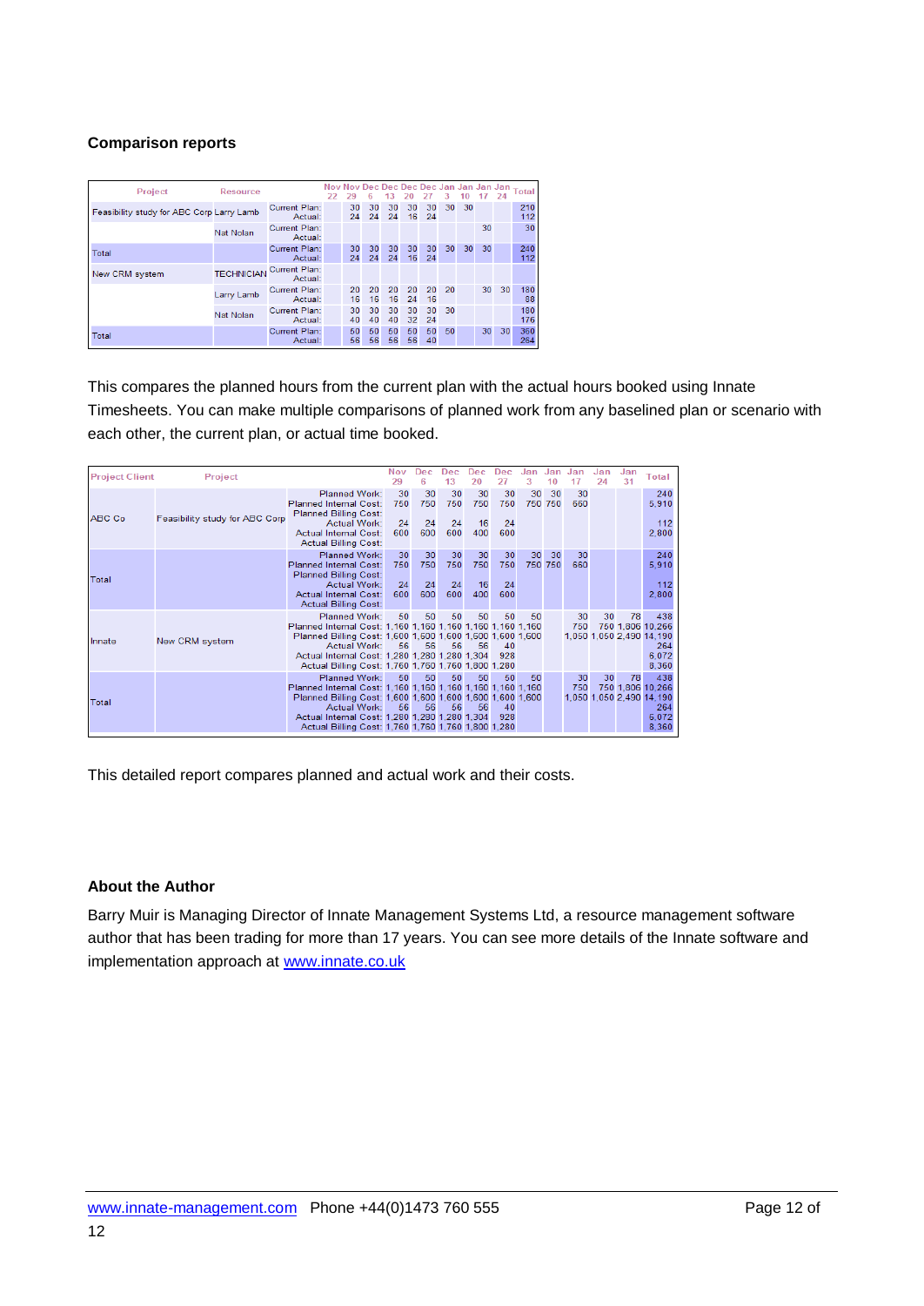### Comparison reports

| Project | Resource | | Nov 22 | Nov 29 | Dec 6 | Dec 13 | Dec 20 | Dec 27 | Jan 3 | Jan 10 | Jan 17 | Jan 24 | Total |
|---|---|---|---|---|---|---|---|---|---|---|---|---|---|
| Feasibility study for ABC Corp | Larry Lamb | Current Plan: | | 30 | 30 | 30 | 30 | 30 | 30 | 30 | | | 210 |
| | | Actual: | | 24 | 24 | 24 | 16 | 24 | | | | | 112 |
| | Nat Nolan | Current Plan: | | | | | | | | | 30 | | 30 |
| | | Actual: | | | | | | | | | | | |
| Total | | Current Plan: | | 30 | 30 | 30 | 30 | 30 | 30 | 30 | 30 | | 240 |
| | | Actual: | | 24 | 24 | 24 | 16 | 24 | | | | | 112 |
| New CRM system | TECHNICIAN | Current Plan: | | | | | | | | | | | |
| | | Actual: | | | | | | | | | | | |
| | Larry Lamb | Current Plan: | | 20 | 20 | 20 | 20 | 20 | 20 | | 30 | 30 | 180 |
| | | Actual: | | 16 | 16 | 16 | 24 | 16 | | | | | 88 |
| | Nat Nolan | Current Plan: | | 30 | 30 | 30 | 30 | 30 | 30 | | | | 180 |
| | | Actual: | | 40 | 40 | 40 | 32 | 24 | | | | | 176 |
| Total | | Current Plan: | | 50 | 50 | 50 | 50 | 50 | 50 | | 30 | 30 | 360 |
| | | Actual: | | 56 | 56 | 56 | 56 | 40 | | | | | 264 |

This compares the planned hours from the current plan with the actual hours booked using Innate Timesheets. You can make multiple comparisons of planned work from any baselined plan or scenario with each other, the current plan, or actual time booked.

| Project Client | Project | | Nov 29 | Dec 6 | Dec 13 | Dec 20 | Dec 27 | Jan 3 | Jan 10 | Jan 17 | Jan 24 | Jan 31 | Total |
|---|---|---|---|---|---|---|---|---|---|---|---|---|---|
| ABC Co | Feasibility study for ABC Corp | Planned Work: | 30 | 30 | 30 | 30 | 30 | 30 | 30 | 30 | | | 240 |
| | | Planned Internal Cost: | 750 | 750 | 750 | 750 | 750 | 750 | 750 | 660 | | | 5,910 |
| | | Planned Billing Cost: | | | | | | | | | | | |
| | | Actual Work: | 24 | 24 | 24 | 16 | 24 | | | | | | 112 |
| | | Actual Internal Cost: | 600 | 600 | 600 | 400 | 600 | | | | | | 2,800 |
| | | Actual Billing Cost: | | | | | | | | | | | |
| Total | | Planned Work: | 30 | 30 | 30 | 30 | 30 | 30 | 30 | 30 | | | 240 |
| | | Planned Internal Cost: | 750 | 750 | 750 | 750 | 750 | 750 | 750 | 660 | | | 5,910 |
| | | Planned Billing Cost: | | | | | | | | | | | |
| | | Actual Work: | 24 | 24 | 24 | 16 | 24 | | | | | | 112 |
| | | Actual Internal Cost: | 600 | 600 | 600 | 400 | 600 | | | | | | 2,800 |
| | | Actual Billing Cost: | | | | | | | | | | | |
| Innate | New CRM system | Planned Work: | 50 | 50 | 50 | 50 | 50 | 50 | | 30 | 30 | 78 | 438 |
| | | Planned Internal Cost: | 1,160 | 1,160 | 1,160 | 1,160 | 1,160 | 1,160 | | 750 | 750 | 1,806 | 10,266 |
| | | Planned Billing Cost: | 1,600 | 1,600 | 1,600 | 1,600 | 1,600 | 1,600 | | 1,050 | 1,050 | 2,490 | 14,190 |
| | | Actual Work: | 56 | 56 | 56 | 56 | 40 | | | | | | 264 |
| | | Actual Internal Cost: | 1,280 | 1,280 | 1,280 | 1,304 | 928 | | | | | | 6,072 |
| | | Actual Billing Cost: | 1,760 | 1,760 | 1,760 | 1,800 | 1,280 | | | | | | 8,360 |
| Total | | Planned Work: | 50 | 50 | 50 | 50 | 50 | 50 | | 30 | 30 | 78 | 438 |
| | | Planned Internal Cost: | 1,160 | 1,160 | 1,160 | 1,160 | 1,160 | 1,160 | | 750 | 750 | 1,806 | 10,266 |
| | | Planned Billing Cost: | 1,600 | 1,600 | 1,600 | 1,600 | 1,600 | 1,600 | | 1,050 | 1,050 | 2,490 | 14,190 |
| | | Actual Work: | 56 | 56 | 56 | 56 | 40 | | | | | | 264 |
| | | Actual Internal Cost: | 1,280 | 1,280 | 1,280 | 1,304 | 928 | | | | | | 6,072 |
| | | Actual Billing Cost: | 1,760 | 1,760 | 1,760 | 1,800 | 1,280 | | | | | | 8,360 |

This detailed report compares planned and actual work and their costs.

### About the Author

Barry Muir is Managing Director of Innate Management Systems Ltd, a resource management software author that has been trading for more than 17 years. You can see more details of the Innate software and implementation approach at www.innate.co.uk

www.innate-management.com Phone +44(0)1473 760 555